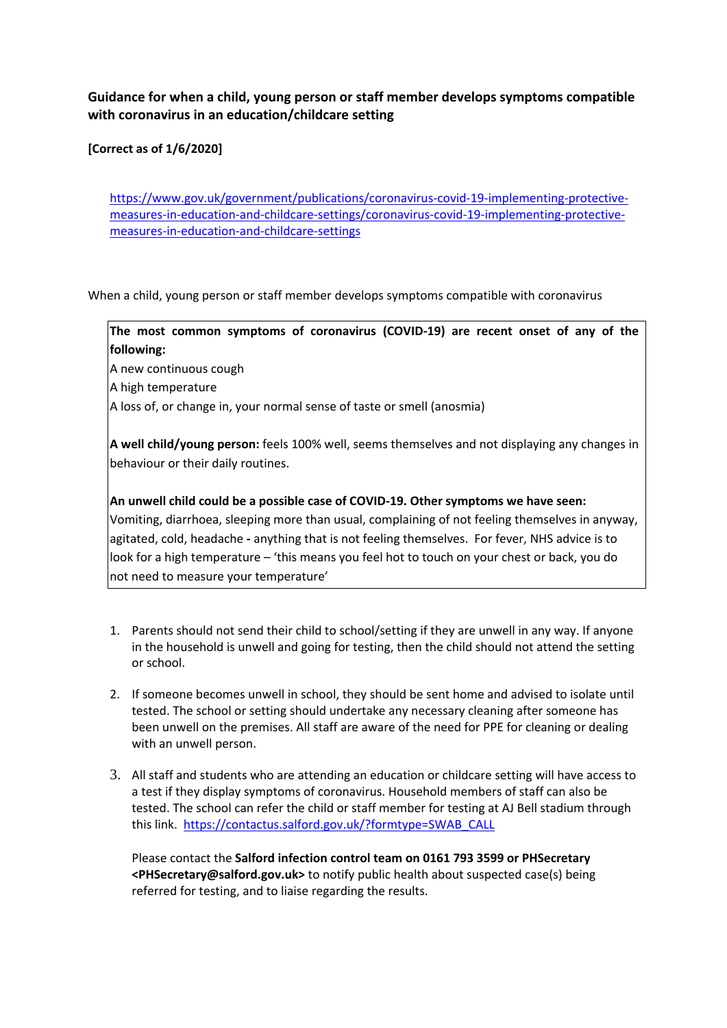**Guidance for when a child, young person or staff member develops symptoms compatible with coronavirus in an education/childcare setting**

**[Correct as of 1/6/2020]**

https://www.gov.uk/government/publications/coronavirus-covid-19-implementing-protective-measures-in-education-and-childcare-settings/coronavirus-covid-19-implementing-protective-measures-in-education-and-childcare-settings

When a child, young person or staff member develops symptoms compatible with coronavirus

**The most common symptoms of coronavirus (COVID-19) are recent onset of any of the following:**

A new continuous cough

A high temperature

A loss of, or change in, your normal sense of taste or smell (anosmia)

**A well child/young person:** feels 100% well, seems themselves and not displaying any changes in behaviour or their daily routines.

**An unwell child could be a possible case of COVID-19. Other symptoms we have seen:**

Vomiting, diarrhoea, sleeping more than usual, complaining of not feeling themselves in anyway, agitated, cold, headache **-** anything that is not feeling themselves. For fever, NHS advice is to look for a high temperature – 'this means you feel hot to touch on your chest or back, you do not need to measure your temperature'

1. Parents should not send their child to school/setting if they are unwell in any way. If anyone in the household is unwell and going for testing, then the child should not attend the setting or school.

2. If someone becomes unwell in school, they should be sent home and advised to isolate until tested. The school or setting should undertake any necessary cleaning after someone has been unwell on the premises. All staff are aware of the need for PPE for cleaning or dealing with an unwell person.

3. All staff and students who are attending an education or childcare setting will have access to a test if they display symptoms of coronavirus. Household members of staff can also be tested. The school can refer the child or staff member for testing at AJ Bell stadium through this link. https://contactus.salford.gov.uk/?formtype=SWAB_CALL

   Please contact the **Salford infection control team on 0161 793 3599 or PHSecretary <PHSecretary@salford.gov.uk>** to notify public health about suspected case(s) being referred for testing, and to liaise regarding the results.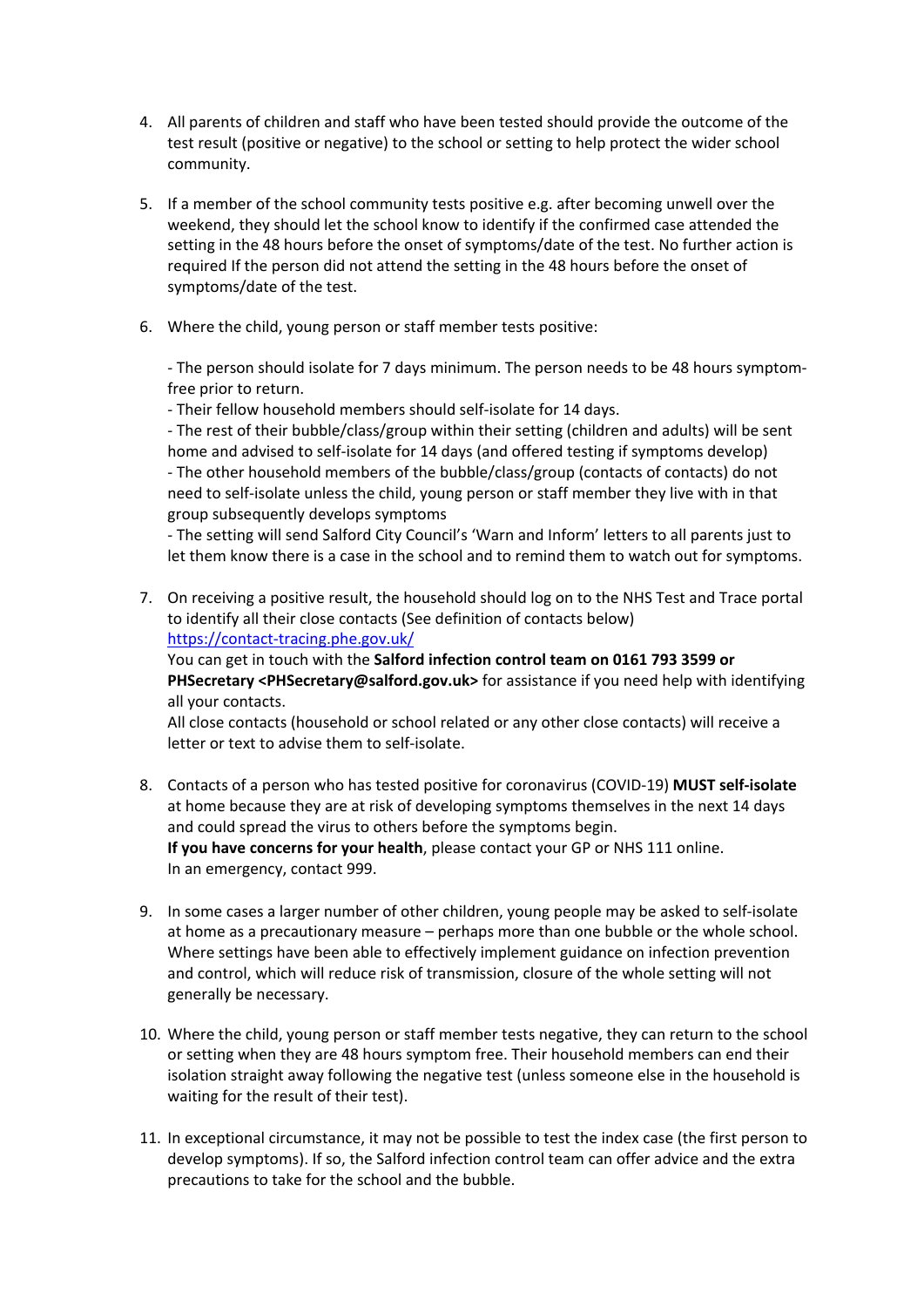4. All parents of children and staff who have been tested should provide the outcome of the test result (positive or negative) to the school or setting to help protect the wider school community.

5. If a member of the school community tests positive e.g. after becoming unwell over the weekend, they should let the school know to identify if the confirmed case attended the setting in the 48 hours before the onset of symptoms/date of the test. No further action is required If the person did not attend the setting in the 48 hours before the onset of symptoms/date of the test.

6. Where the child, young person or staff member tests positive:

   - The person should isolate for 7 days minimum. The person needs to be 48 hours symptom-free prior to return.
   - Their fellow household members should self-isolate for 14 days.
   - The rest of their bubble/class/group within their setting (children and adults) will be sent home and advised to self-isolate for 14 days (and offered testing if symptoms develop)
   - The other household members of the bubble/class/group (contacts of contacts) do not need to self-isolate unless the child, young person or staff member they live with in that group subsequently develops symptoms
   - The setting will send Salford City Council's 'Warn and Inform' letters to all parents just to let them know there is a case in the school and to remind them to watch out for symptoms.

7. On receiving a positive result, the household should log on to the NHS Test and Trace portal to identify all their close contacts (See definition of contacts below) [https://contact-tracing.phe.gov.uk/](https://contact-tracing.phe.gov.uk/)
   You can get in touch with the **Salford infection control team on 0161 793 3599 or PHSecretary <PHSecretary@salford.gov.uk>** for assistance if you need help with identifying all your contacts.
   All close contacts (household or school related or any other close contacts) will receive a letter or text to advise them to self-isolate.

8. Contacts of a person who has tested positive for coronavirus (COVID-19) **MUST self-isolate** at home because they are at risk of developing symptoms themselves in the next 14 days and could spread the virus to others before the symptoms begin.
   **If you have concerns for your health**, please contact your GP or NHS 111 online.
   In an emergency, contact 999.

9. In some cases a larger number of other children, young people may be asked to self-isolate at home as a precautionary measure – perhaps more than one bubble or the whole school. Where settings have been able to effectively implement guidance on infection prevention and control, which will reduce risk of transmission, closure of the whole setting will not generally be necessary.

10. Where the child, young person or staff member tests negative, they can return to the school or setting when they are 48 hours symptom free. Their household members can end their isolation straight away following the negative test (unless someone else in the household is waiting for the result of their test).

11. In exceptional circumstance, it may not be possible to test the index case (the first person to develop symptoms). If so, the Salford infection control team can offer advice and the extra precautions to take for the school and the bubble.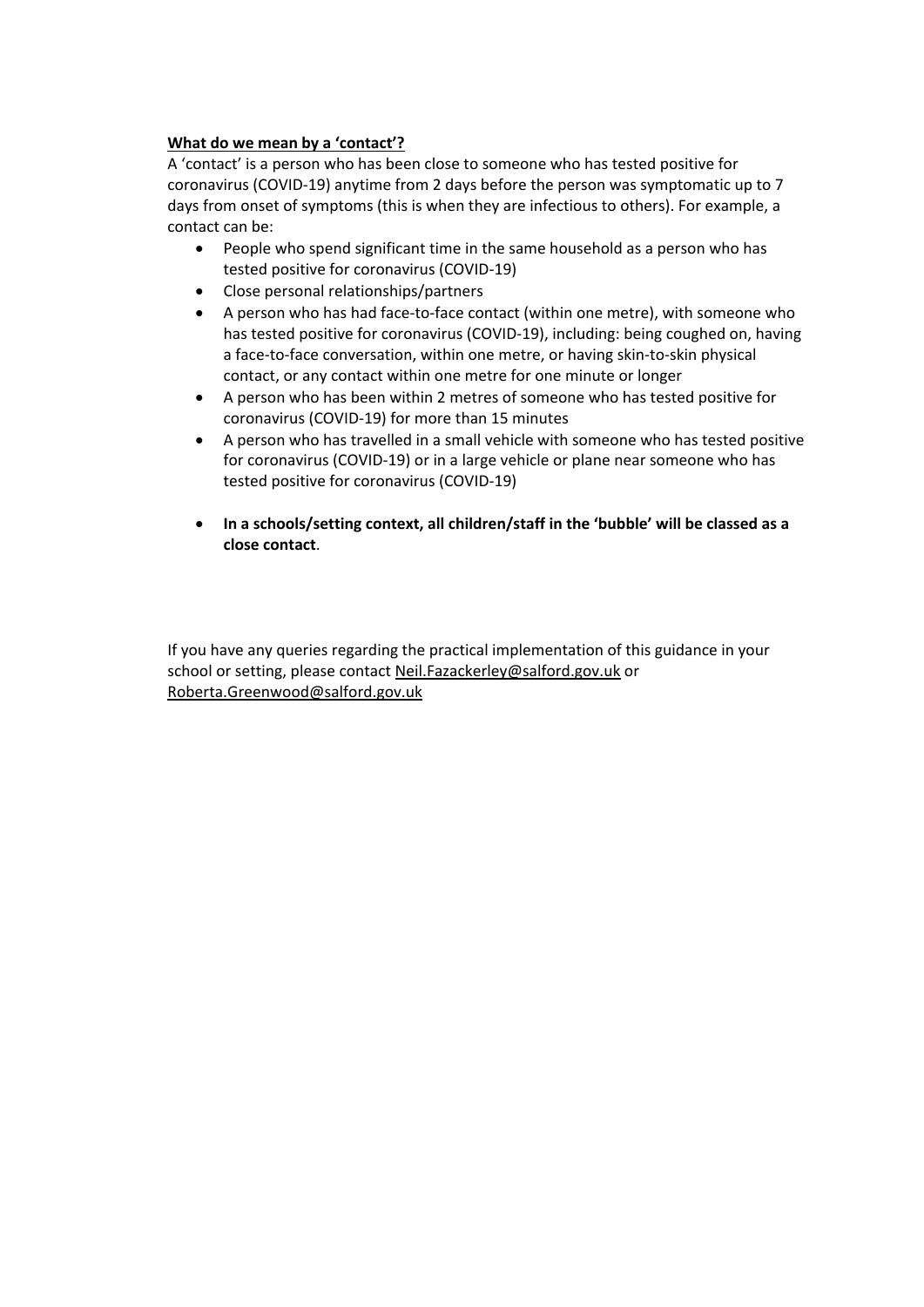**What do we mean by a 'contact'?**

A 'contact' is a person who has been close to someone who has tested positive for coronavirus (COVID-19) anytime from 2 days before the person was symptomatic up to 7 days from onset of symptoms (this is when they are infectious to others). For example, a contact can be:

- People who spend significant time in the same household as a person who has tested positive for coronavirus (COVID-19)
- Close personal relationships/partners
- A person who has had face-to-face contact (within one metre), with someone who has tested positive for coronavirus (COVID-19), including: being coughed on, having a face-to-face conversation, within one metre, or having skin-to-skin physical contact, or any contact within one metre for one minute or longer
- A person who has been within 2 metres of someone who has tested positive for coronavirus (COVID-19) for more than 15 minutes
- A person who has travelled in a small vehicle with someone who has tested positive for coronavirus (COVID-19) or in a large vehicle or plane near someone who has tested positive for coronavirus (COVID-19)
- **In a schools/setting context, all children/staff in the 'bubble' will be classed as a close contact**.

If you have any queries regarding the practical implementation of this guidance in your school or setting, please contact Neil.Fazackerley@salford.gov.uk or Roberta.Greenwood@salford.gov.uk